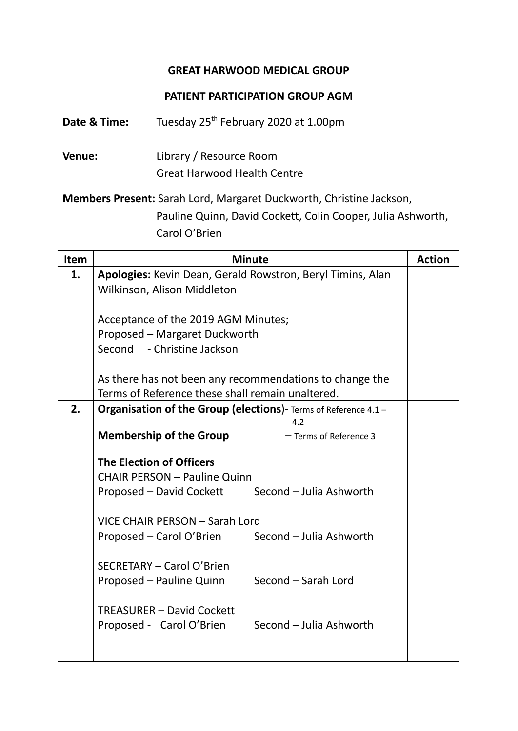**GREAT HARWOOD MEDICAL GROUP**

**PATIENT PARTICIPATION GROUP AGM**

**Date & Time:** Tuesday 25th February 2020 at 1.00pm

**Venue:** Library / Resource Room
Great Harwood Health Centre

**Members Present:** Sarah Lord, Margaret Duckworth, Christine Jackson, Pauline Quinn, David Cockett, Colin Cooper, Julia Ashworth, Carol O'Brien

| Item | Minute | Action |
|---|---|---|
| **1.** | **Apologies:** Kevin Dean, Gerald Rowstron, Beryl Timins, Alan Wilkinson, Alison Middleton<br><br>Acceptance of the 2019 AGM Minutes;<br>Proposed – Margaret Duckworth<br>Second - Christine Jackson<br><br>As there has not been any recommendations to change the Terms of Reference these shall remain unaltered. | |
| **2.** | **Organisation of the Group (elections)**- Terms of Reference 4.1 – 4.2<br>**Membership of the Group** – Terms of Reference 3<br><br>**The Election of Officers**<br>CHAIR PERSON – Pauline Quinn<br>Proposed – David Cockett Second – Julia Ashworth<br><br>VICE CHAIR PERSON – Sarah Lord<br>Proposed – Carol O'Brien Second – Julia Ashworth<br><br>SECRETARY – Carol O'Brien<br>Proposed – Pauline Quinn Second – Sarah Lord<br><br>TREASURER – David Cockett<br>Proposed - Carol O'Brien Second – Julia Ashworth | |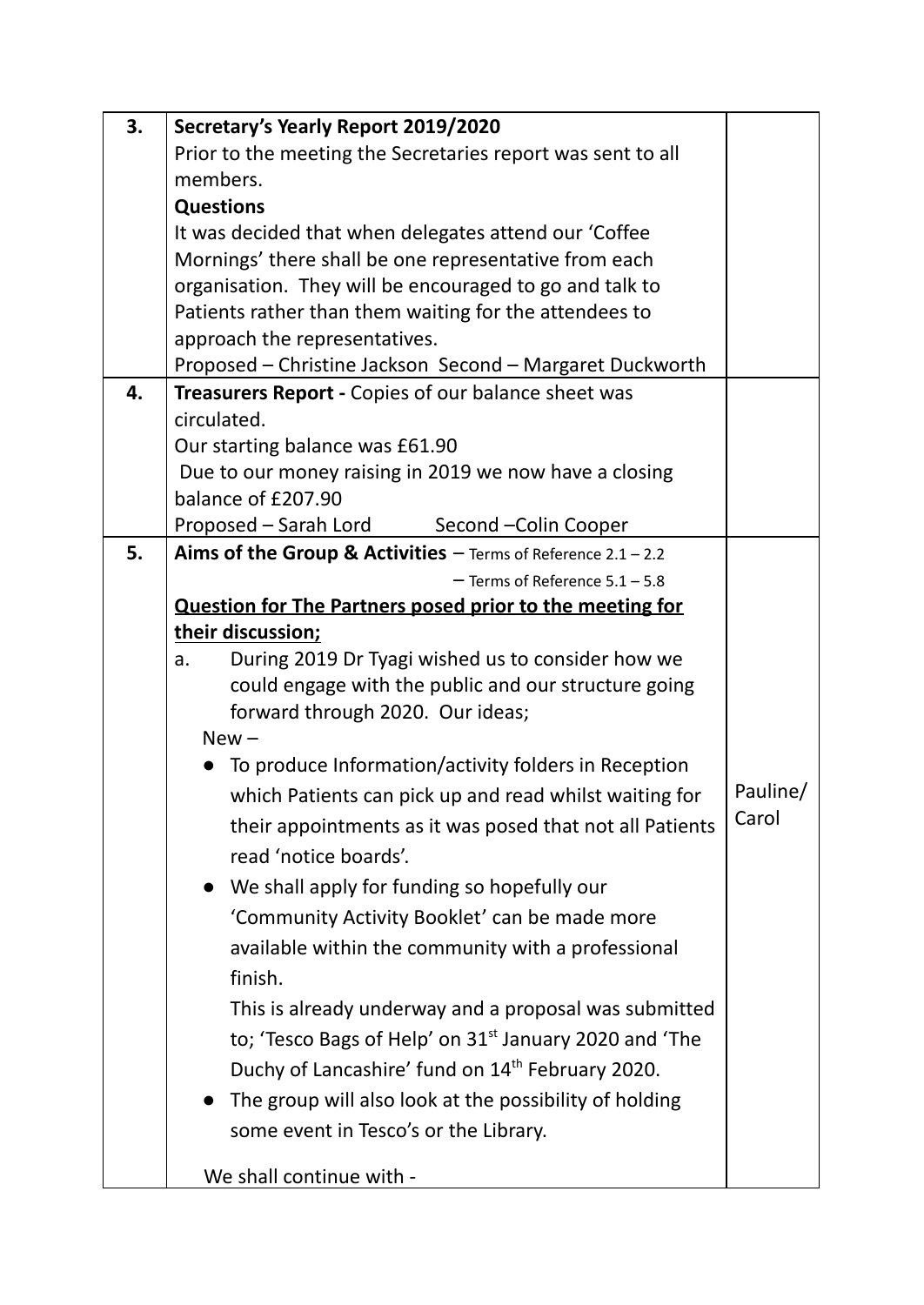| | | |
|---|---|---|
| 3. | **Secretary's Yearly Report 2019/2020**<br>Prior to the meeting the Secretaries report was sent to all members.<br>**Questions**<br>It was decided that when delegates attend our 'Coffee Mornings' there shall be one representative from each organisation. They will be encouraged to go and talk to Patients rather than them waiting for the attendees to approach the representatives.<br>Proposed – Christine Jackson Second – Margaret Duckworth | |
| 4. | **Treasurers Report -** Copies of our balance sheet was circulated.<br>Our starting balance was £61.90<br>Due to our money raising in 2019 we now have a closing balance of £207.90<br>Proposed – Sarah Lord Second –Colin Cooper | |
| 5. | **Aims of the Group & Activities** – Terms of Reference 2.1 – 2.2<br>– Terms of Reference 5.1 – 5.8<br>**<u>Question for The Partners posed prior to the meeting for their discussion;</u>**<br>a. During 2019 Dr Tyagi wished us to consider how we could engage with the public and our structure going forward through 2020. Our ideas;<br>New –<br>• To produce Information/activity folders in Reception which Patients can pick up and read whilst waiting for their appointments as it was posed that not all Patients read 'notice boards'.<br>• We shall apply for funding so hopefully our 'Community Activity Booklet' can be made more available within the community with a professional finish.<br>This is already underway and a proposal was submitted to; 'Tesco Bags of Help' on 31st January 2020 and 'The Duchy of Lancashire' fund on 14th February 2020.<br>• The group will also look at the possibility of holding some event in Tesco's or the Library.<br><br>We shall continue with - | Pauline/ Carol |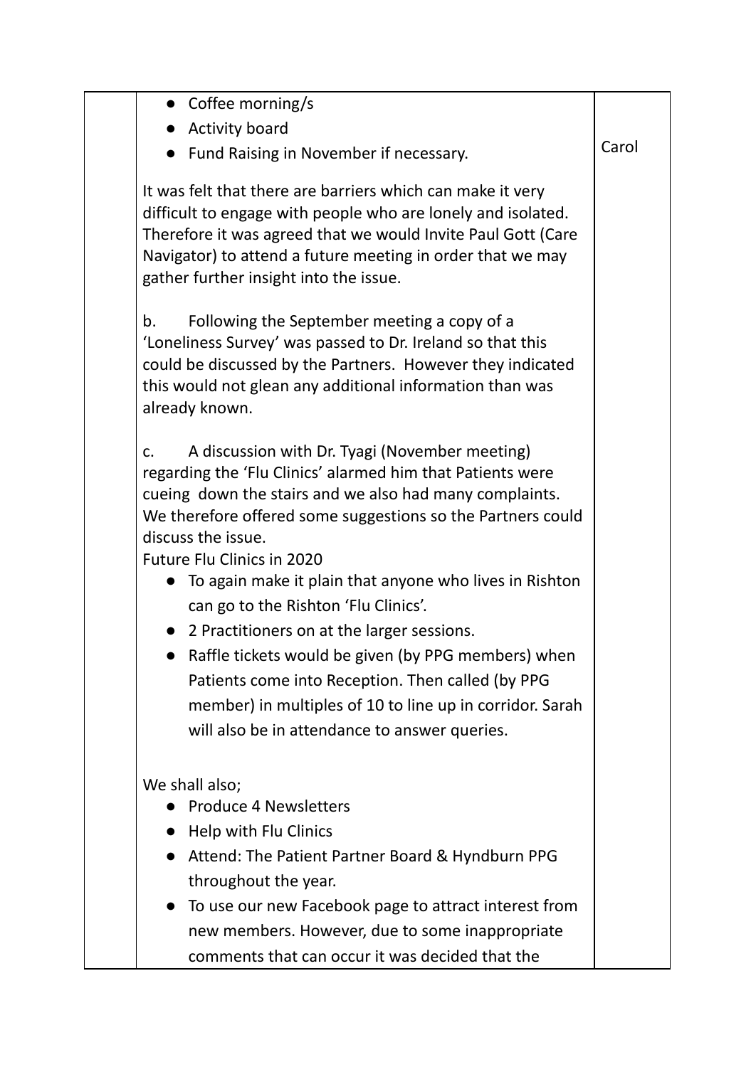| | | |
|---|---|---|
| | • Coffee morning/s<br>• Activity board<br>• Fund Raising in November if necessary.<br><br>It was felt that there are barriers which can make it very difficult to engage with people who are lonely and isolated. Therefore it was agreed that we would Invite Paul Gott (Care Navigator) to attend a future meeting in order that we may gather further insight into the issue.<br><br>b. Following the September meeting a copy of a 'Loneliness Survey' was passed to Dr. Ireland so that this could be discussed by the Partners. However they indicated this would not glean any additional information than was already known.<br><br>c. A discussion with Dr. Tyagi (November meeting) regarding the 'Flu Clinics' alarmed him that Patients were cueing down the stairs and we also had many complaints. We therefore offered some suggestions so the Partners could discuss the issue.<br>Future Flu Clinics in 2020<br>• To again make it plain that anyone who lives in Rishton can go to the Rishton 'Flu Clinics'.<br>• 2 Practitioners on at the larger sessions.<br>• Raffle tickets would be given (by PPG members) when Patients come into Reception. Then called (by PPG member) in multiples of 10 to line up in corridor. Sarah will also be in attendance to answer queries.<br><br>We shall also;<br>• Produce 4 Newsletters<br>• Help with Flu Clinics<br>• Attend: The Patient Partner Board & Hyndburn PPG throughout the year.<br>• To use our new Facebook page to attract interest from new members. However, due to some inappropriate comments that can occur it was decided that the | Carol |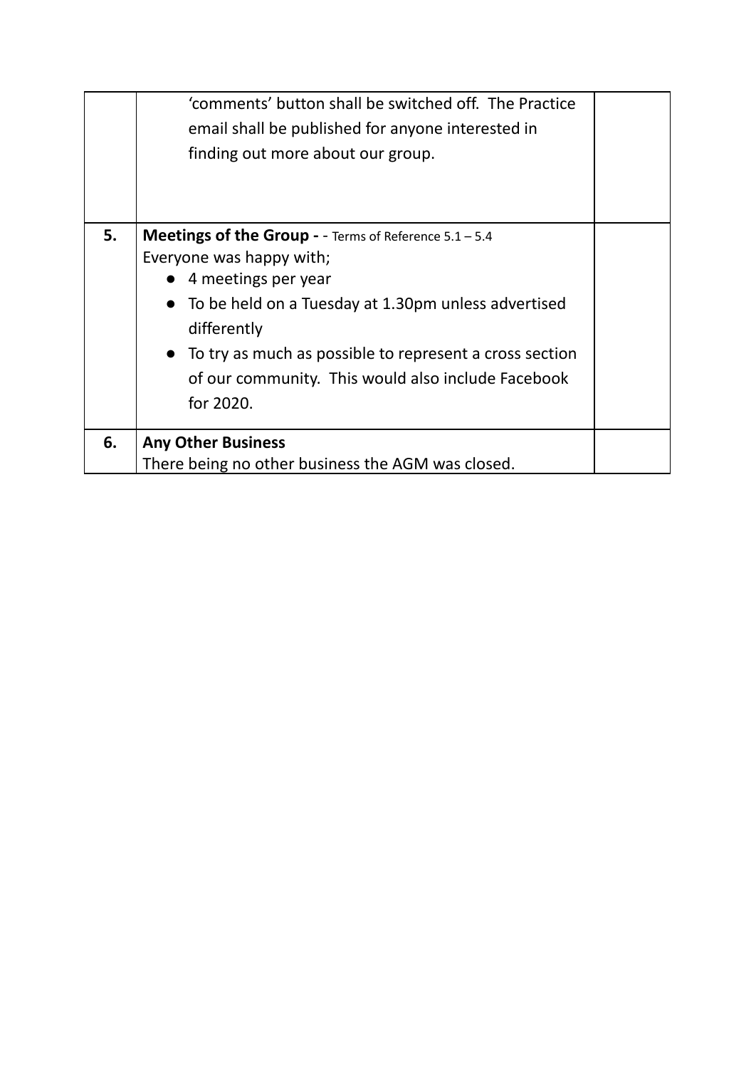| | | |
|---|---|---|
| | 'comments' button shall be switched off. The Practice email shall be published for anyone interested in finding out more about our group. | |
| **5.** | **Meetings of the Group -** - Terms of Reference 5.1 – 5.4<br>Everyone was happy with;<br>● 4 meetings per year<br>● To be held on a Tuesday at 1.30pm unless advertised differently<br>● To try as much as possible to represent a cross section of our community. This would also include Facebook for 2020. | |
| **6.** | **Any Other Business**<br>There being no other business the AGM was closed. | |